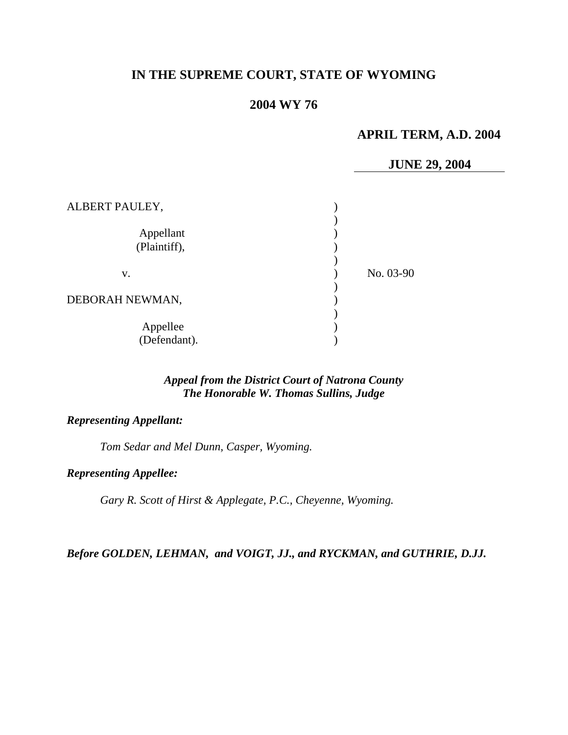# IN THE SUPREME COURT, STATE OF WYOMING

## 2004 WY 76

**APRIL TERM, A.D. 2004**

**JUNE 29, 2004**

ALBERT PAULEY,

Appellant
(Plaintiff),

v.

DEBORAH NEWMAN,

Appellee
(Defendant).

No. 03-90

***Appeal from the District Court of Natrona County***
***The Honorable W. Thomas Sullins, Judge***

***Representing Appellant:***

*Tom Sedar and Mel Dunn, Casper, Wyoming.*

***Representing Appellee:***

*Gary R. Scott of Hirst & Applegate, P.C., Cheyenne, Wyoming.*

***Before GOLDEN, LEHMAN, and VOIGT, JJ., and RYCKMAN, and GUTHRIE, D.JJ.***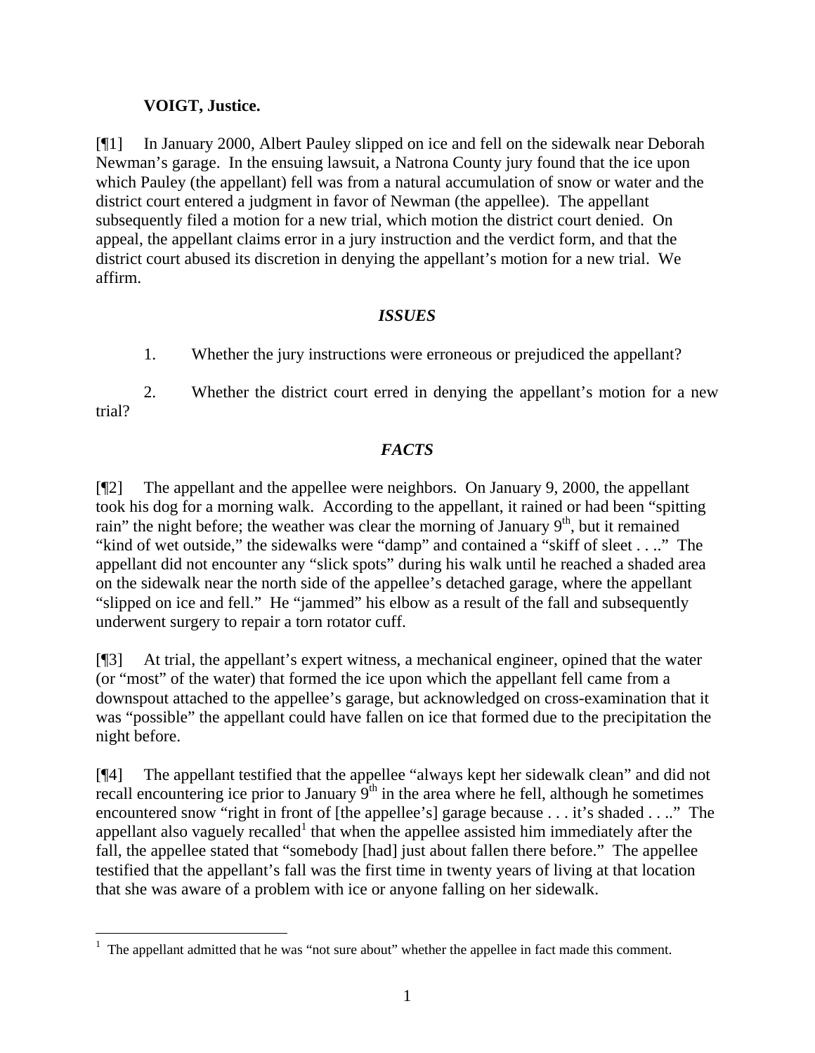**VOIGT, Justice.**

[¶1] In January 2000, Albert Pauley slipped on ice and fell on the sidewalk near Deborah Newman's garage. In the ensuing lawsuit, a Natrona County jury found that the ice upon which Pauley (the appellant) fell was from a natural accumulation of snow or water and the district court entered a judgment in favor of Newman (the appellee). The appellant subsequently filed a motion for a new trial, which motion the district court denied. On appeal, the appellant claims error in a jury instruction and the verdict form, and that the district court abused its discretion in denying the appellant's motion for a new trial. We affirm.

## *ISSUES*

1. Whether the jury instructions were erroneous or prejudiced the appellant?

2. Whether the district court erred in denying the appellant's motion for a new trial?

## *FACTS*

[¶2] The appellant and the appellee were neighbors. On January 9, 2000, the appellant took his dog for a morning walk. According to the appellant, it rained or had been "spitting rain" the night before; the weather was clear the morning of January 9th, but it remained "kind of wet outside," the sidewalks were "damp" and contained a "skiff of sleet . . .." The appellant did not encounter any "slick spots" during his walk until he reached a shaded area on the sidewalk near the north side of the appellee's detached garage, where the appellant "slipped on ice and fell." He "jammed" his elbow as a result of the fall and subsequently underwent surgery to repair a torn rotator cuff.

[¶3] At trial, the appellant's expert witness, a mechanical engineer, opined that the water (or "most" of the water) that formed the ice upon which the appellant fell came from a downspout attached to the appellee's garage, but acknowledged on cross-examination that it was "possible" the appellant could have fallen on ice that formed due to the precipitation the night before.

[¶4] The appellant testified that the appellee "always kept her sidewalk clean" and did not recall encountering ice prior to January 9th in the area where he fell, although he sometimes encountered snow "right in front of [the appellee's] garage because . . . it's shaded . . .." The appellant also vaguely recalled[1] that when the appellee assisted him immediately after the fall, the appellee stated that "somebody [had] just about fallen there before." The appellee testified that the appellant's fall was the first time in twenty years of living at that location that she was aware of a problem with ice or anyone falling on her sidewalk.

---

[1] The appellant admitted that he was "not sure about" whether the appellee in fact made this comment.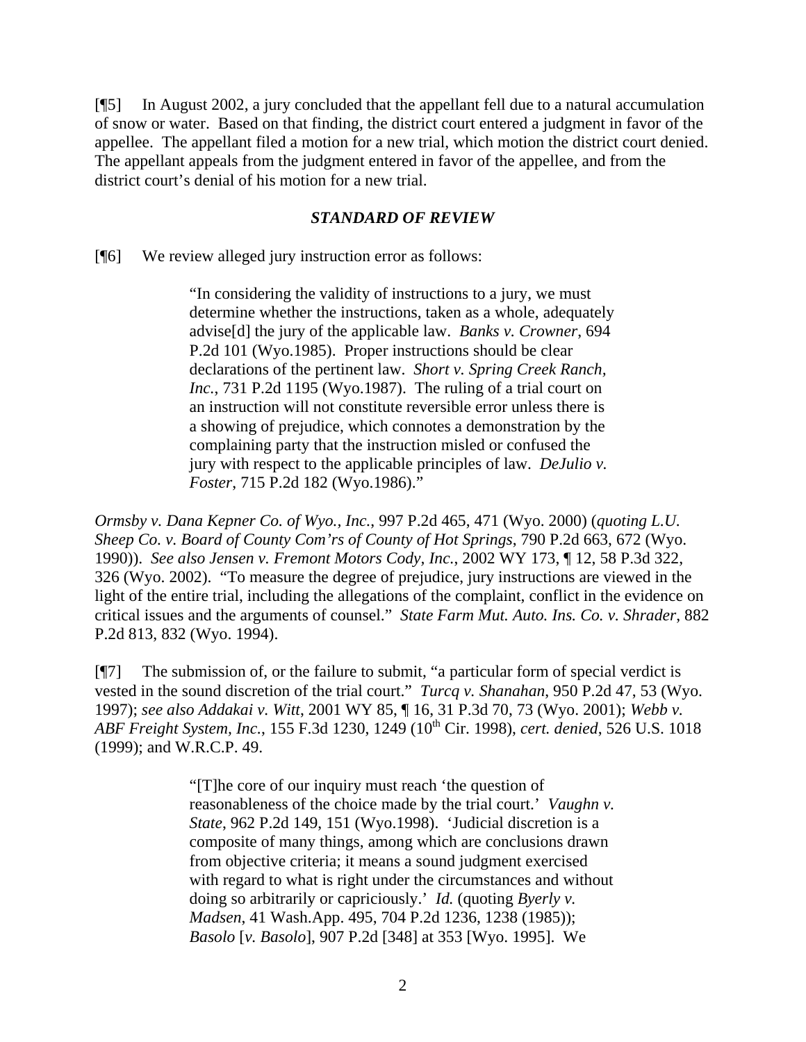[¶5] In August 2002, a jury concluded that the appellant fell due to a natural accumulation of snow or water. Based on that finding, the district court entered a judgment in favor of the appellee. The appellant filed a motion for a new trial, which motion the district court denied. The appellant appeals from the judgment entered in favor of the appellee, and from the district court's denial of his motion for a new trial.

### *STANDARD OF REVIEW*

[¶6] We review alleged jury instruction error as follows:

> "In considering the validity of instructions to a jury, we must determine whether the instructions, taken as a whole, adequately advise[d] the jury of the applicable law. *Banks v. Crowner*, 694 P.2d 101 (Wyo.1985). Proper instructions should be clear declarations of the pertinent law. *Short v. Spring Creek Ranch, Inc.*, 731 P.2d 1195 (Wyo.1987). The ruling of a trial court on an instruction will not constitute reversible error unless there is a showing of prejudice, which connotes a demonstration by the complaining party that the instruction misled or confused the jury with respect to the applicable principles of law. *DeJulio v. Foster*, 715 P.2d 182 (Wyo.1986)."

*Ormsby v. Dana Kepner Co. of Wyo., Inc.*, 997 P.2d 465, 471 (Wyo. 2000) (*quoting L.U. Sheep Co. v. Board of County Com'rs of County of Hot Springs*, 790 P.2d 663, 672 (Wyo. 1990)). *See also Jensen v. Fremont Motors Cody, Inc.*, 2002 WY 173, ¶ 12, 58 P.3d 322, 326 (Wyo. 2002). "To measure the degree of prejudice, jury instructions are viewed in the light of the entire trial, including the allegations of the complaint, conflict in the evidence on critical issues and the arguments of counsel." *State Farm Mut. Auto. Ins. Co. v. Shrader*, 882 P.2d 813, 832 (Wyo. 1994).

[¶7] The submission of, or the failure to submit, "a particular form of special verdict is vested in the sound discretion of the trial court." *Turcq v. Shanahan*, 950 P.2d 47, 53 (Wyo. 1997); *see also Addakai v. Witt*, 2001 WY 85, ¶ 16, 31 P.3d 70, 73 (Wyo. 2001); *Webb v. ABF Freight System, Inc.*, 155 F.3d 1230, 1249 (10th Cir. 1998), *cert. denied*, 526 U.S. 1018 (1999); and W.R.C.P. 49.

> "[T]he core of our inquiry must reach 'the question of reasonableness of the choice made by the trial court.' *Vaughn v. State*, 962 P.2d 149, 151 (Wyo.1998). 'Judicial discretion is a composite of many things, among which are conclusions drawn from objective criteria; it means a sound judgment exercised with regard to what is right under the circumstances and without doing so arbitrarily or capriciously.' *Id.* (quoting *Byerly v. Madsen*, 41 Wash.App. 495, 704 P.2d 1236, 1238 (1985)); *Basolo* [*v. Basolo*], 907 P.2d [348] at 353 [Wyo. 1995]. We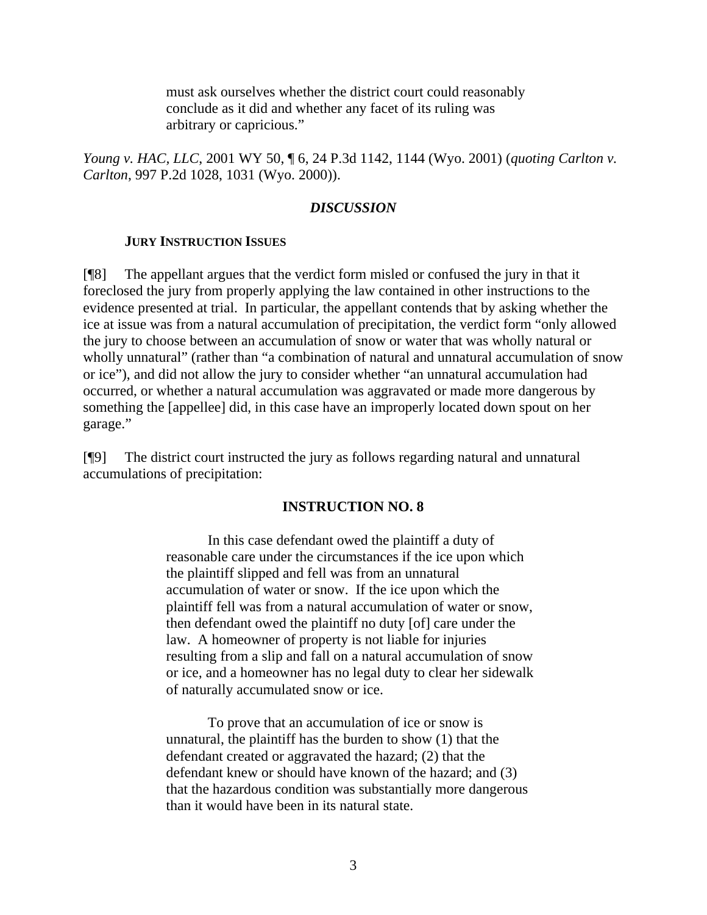> must ask ourselves whether the district court could reasonably conclude as it did and whether any facet of its ruling was arbitrary or capricious."

*Young v. HAC, LLC*, 2001 WY 50, ¶ 6, 24 P.3d 1142, 1144 (Wyo. 2001) (*quoting Carlton v. Carlton*, 997 P.2d 1028, 1031 (Wyo. 2000)).

## *DISCUSSION*

### JURY INSTRUCTION ISSUES

[¶8] The appellant argues that the verdict form misled or confused the jury in that it foreclosed the jury from properly applying the law contained in other instructions to the evidence presented at trial. In particular, the appellant contends that by asking whether the ice at issue was from a natural accumulation of precipitation, the verdict form "only allowed the jury to choose between an accumulation of snow or water that was wholly natural or wholly unnatural" (rather than "a combination of natural and unnatural accumulation of snow or ice"), and did not allow the jury to consider whether "an unnatural accumulation had occurred, or whether a natural accumulation was aggravated or made more dangerous by something the [appellee] did, in this case have an improperly located down spout on her garage."

[¶9] The district court instructed the jury as follows regarding natural and unnatural accumulations of precipitation:

**INSTRUCTION NO. 8**

> In this case defendant owed the plaintiff a duty of reasonable care under the circumstances if the ice upon which the plaintiff slipped and fell was from an unnatural accumulation of water or snow. If the ice upon which the plaintiff fell was from a natural accumulation of water or snow, then defendant owed the plaintiff no duty [of] care under the law. A homeowner of property is not liable for injuries resulting from a slip and fall on a natural accumulation of snow or ice, and a homeowner has no legal duty to clear her sidewalk of naturally accumulated snow or ice.
>
> To prove that an accumulation of ice or snow is unnatural, the plaintiff has the burden to show (1) that the defendant created or aggravated the hazard; (2) that the defendant knew or should have known of the hazard; and (3) that the hazardous condition was substantially more dangerous than it would have been in its natural state.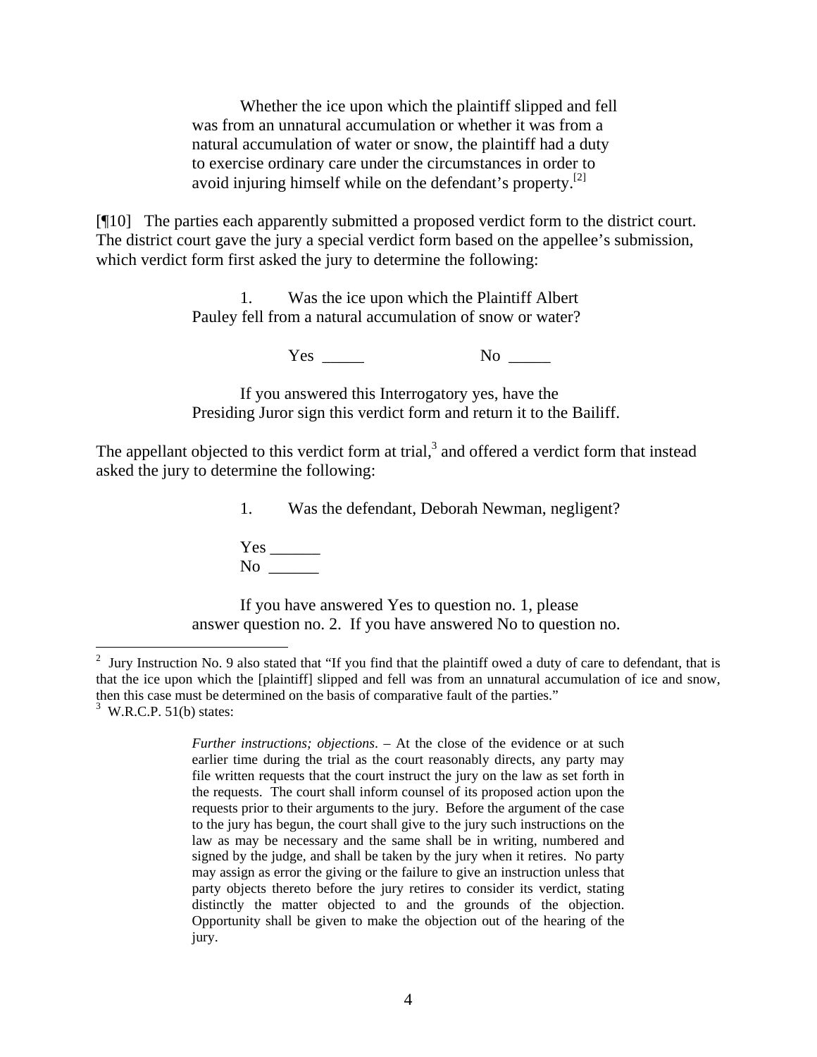> Whether the ice upon which the plaintiff slipped and fell was from an unnatural accumulation or whether it was from a natural accumulation of water or snow, the plaintiff had a duty to exercise ordinary care under the circumstances in order to avoid injuring himself while on the defendant's property.[2]

[¶10] The parties each apparently submitted a proposed verdict form to the district court. The district court gave the jury a special verdict form based on the appellee's submission, which verdict form first asked the jury to determine the following:

> 1. Was the ice upon which the Plaintiff Albert Pauley fell from a natural accumulation of snow or water?
>
> Yes _____ No _____
>
> If you answered this Interrogatory yes, have the Presiding Juror sign this verdict form and return it to the Bailiff.

The appellant objected to this verdict form at trial,[3] and offered a verdict form that instead asked the jury to determine the following:

> 1. Was the defendant, Deborah Newman, negligent?
>
> Yes ______
> No ______
>
> If you have answered Yes to question no. 1, please answer question no. 2. If you have answered No to question no.

---

[2] Jury Instruction No. 9 also stated that "If you find that the plaintiff owed a duty of care to defendant, that is that the ice upon which the [plaintiff] slipped and fell was from an unnatural accumulation of ice and snow, then this case must be determined on the basis of comparative fault of the parties."

[3] W.R.C.P. 51(b) states:

> *Further instructions; objections*. – At the close of the evidence or at such earlier time during the trial as the court reasonably directs, any party may file written requests that the court instruct the jury on the law as set forth in the requests. The court shall inform counsel of its proposed action upon the requests prior to their arguments to the jury. Before the argument of the case to the jury has begun, the court shall give to the jury such instructions on the law as may be necessary and the same shall be in writing, numbered and signed by the judge, and shall be taken by the jury when it retires. No party may assign as error the giving or the failure to give an instruction unless that party objects thereto before the jury retires to consider its verdict, stating distinctly the matter objected to and the grounds of the objection. Opportunity shall be given to make the objection out of the hearing of the jury.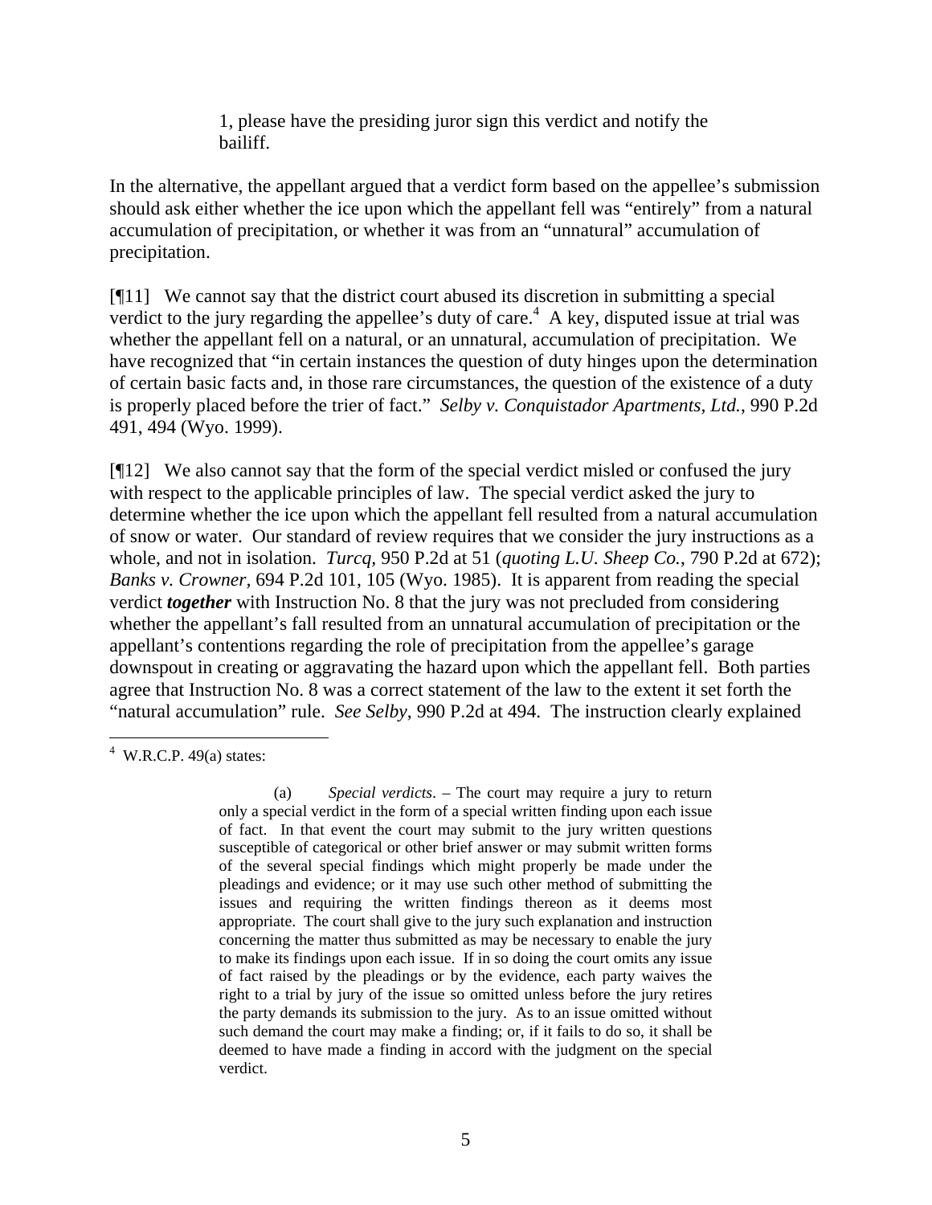1, please have the presiding juror sign this verdict and notify the bailiff.

In the alternative, the appellant argued that a verdict form based on the appellee's submission should ask either whether the ice upon which the appellant fell was "entirely" from a natural accumulation of precipitation, or whether it was from an "unnatural" accumulation of precipitation.

[¶11] We cannot say that the district court abused its discretion in submitting a special verdict to the jury regarding the appellee's duty of care.[4] A key, disputed issue at trial was whether the appellant fell on a natural, or an unnatural, accumulation of precipitation. We have recognized that "in certain instances the question of duty hinges upon the determination of certain basic facts and, in those rare circumstances, the question of the existence of a duty is properly placed before the trier of fact." *Selby v. Conquistador Apartments, Ltd.*, 990 P.2d 491, 494 (Wyo. 1999).

[¶12] We also cannot say that the form of the special verdict misled or confused the jury with respect to the applicable principles of law. The special verdict asked the jury to determine whether the ice upon which the appellant fell resulted from a natural accumulation of snow or water. Our standard of review requires that we consider the jury instructions as a whole, and not in isolation. *Turcq*, 950 P.2d at 51 (*quoting L.U. Sheep Co.*, 790 P.2d at 672); *Banks v. Crowner*, 694 P.2d 101, 105 (Wyo. 1985). It is apparent from reading the special verdict ***together*** with Instruction No. 8 that the jury was not precluded from considering whether the appellant's fall resulted from an unnatural accumulation of precipitation or the appellant's contentions regarding the role of precipitation from the appellee's garage downspout in creating or aggravating the hazard upon which the appellant fell. Both parties agree that Instruction No. 8 was a correct statement of the law to the extent it set forth the "natural accumulation" rule. *See Selby*, 990 P.2d at 494. The instruction clearly explained

---

[4] W.R.C.P. 49(a) states:

> (a) *Special verdicts*. – The court may require a jury to return only a special verdict in the form of a special written finding upon each issue of fact. In that event the court may submit to the jury written questions susceptible of categorical or other brief answer or may submit written forms of the several special findings which might properly be made under the pleadings and evidence; or it may use such other method of submitting the issues and requiring the written findings thereon as it deems most appropriate. The court shall give to the jury such explanation and instruction concerning the matter thus submitted as may be necessary to enable the jury to make its findings upon each issue. If in so doing the court omits any issue of fact raised by the pleadings or by the evidence, each party waives the right to a trial by jury of the issue so omitted unless before the jury retires the party demands its submission to the jury. As to an issue omitted without such demand the court may make a finding; or, if it fails to do so, it shall be deemed to have made a finding in accord with the judgment on the special verdict.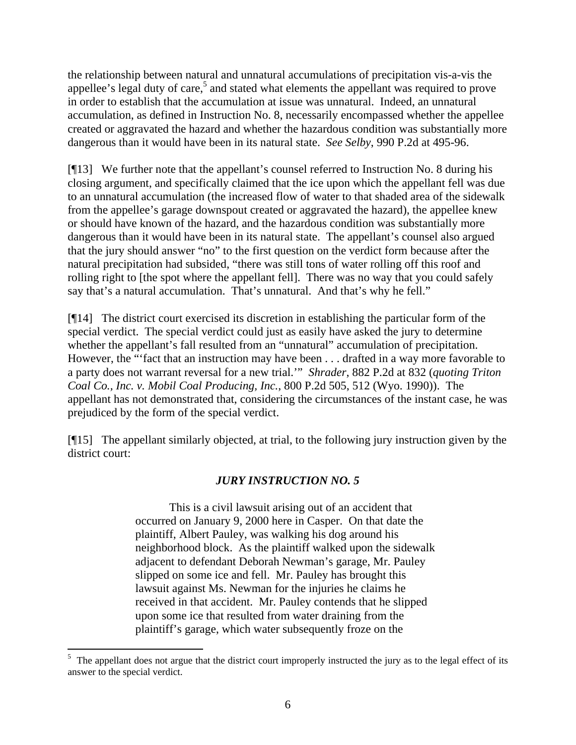the relationship between natural and unnatural accumulations of precipitation vis-a-vis the appellee's legal duty of care,[5] and stated what elements the appellant was required to prove in order to establish that the accumulation at issue was unnatural. Indeed, an unnatural accumulation, as defined in Instruction No. 8, necessarily encompassed whether the appellee created or aggravated the hazard and whether the hazardous condition was substantially more dangerous than it would have been in its natural state. *See Selby*, 990 P.2d at 495-96.

[¶13] We further note that the appellant's counsel referred to Instruction No. 8 during his closing argument, and specifically claimed that the ice upon which the appellant fell was due to an unnatural accumulation (the increased flow of water to that shaded area of the sidewalk from the appellee's garage downspout created or aggravated the hazard), the appellee knew or should have known of the hazard, and the hazardous condition was substantially more dangerous than it would have been in its natural state. The appellant's counsel also argued that the jury should answer "no" to the first question on the verdict form because after the natural precipitation had subsided, "there was still tons of water rolling off this roof and rolling right to [the spot where the appellant fell]. There was no way that you could safely say that's a natural accumulation. That's unnatural. And that's why he fell."

[¶14] The district court exercised its discretion in establishing the particular form of the special verdict. The special verdict could just as easily have asked the jury to determine whether the appellant's fall resulted from an "unnatural" accumulation of precipitation. However, the "'fact that an instruction may have been . . . drafted in a way more favorable to a party does not warrant reversal for a new trial.'" *Shrader*, 882 P.2d at 832 (*quoting Triton Coal Co., Inc. v. Mobil Coal Producing, Inc.*, 800 P.2d 505, 512 (Wyo. 1990)). The appellant has not demonstrated that, considering the circumstances of the instant case, he was prejudiced by the form of the special verdict.

[¶15] The appellant similarly objected, at trial, to the following jury instruction given by the district court:

***JURY INSTRUCTION NO. 5***

> This is a civil lawsuit arising out of an accident that occurred on January 9, 2000 here in Casper. On that date the plaintiff, Albert Pauley, was walking his dog around his neighborhood block. As the plaintiff walked upon the sidewalk adjacent to defendant Deborah Newman's garage, Mr. Pauley slipped on some ice and fell. Mr. Pauley has brought this lawsuit against Ms. Newman for the injuries he claims he received in that accident. Mr. Pauley contends that he slipped upon some ice that resulted from water draining from the plaintiff's garage, which water subsequently froze on the

---

[5] The appellant does not argue that the district court improperly instructed the jury as to the legal effect of its answer to the special verdict.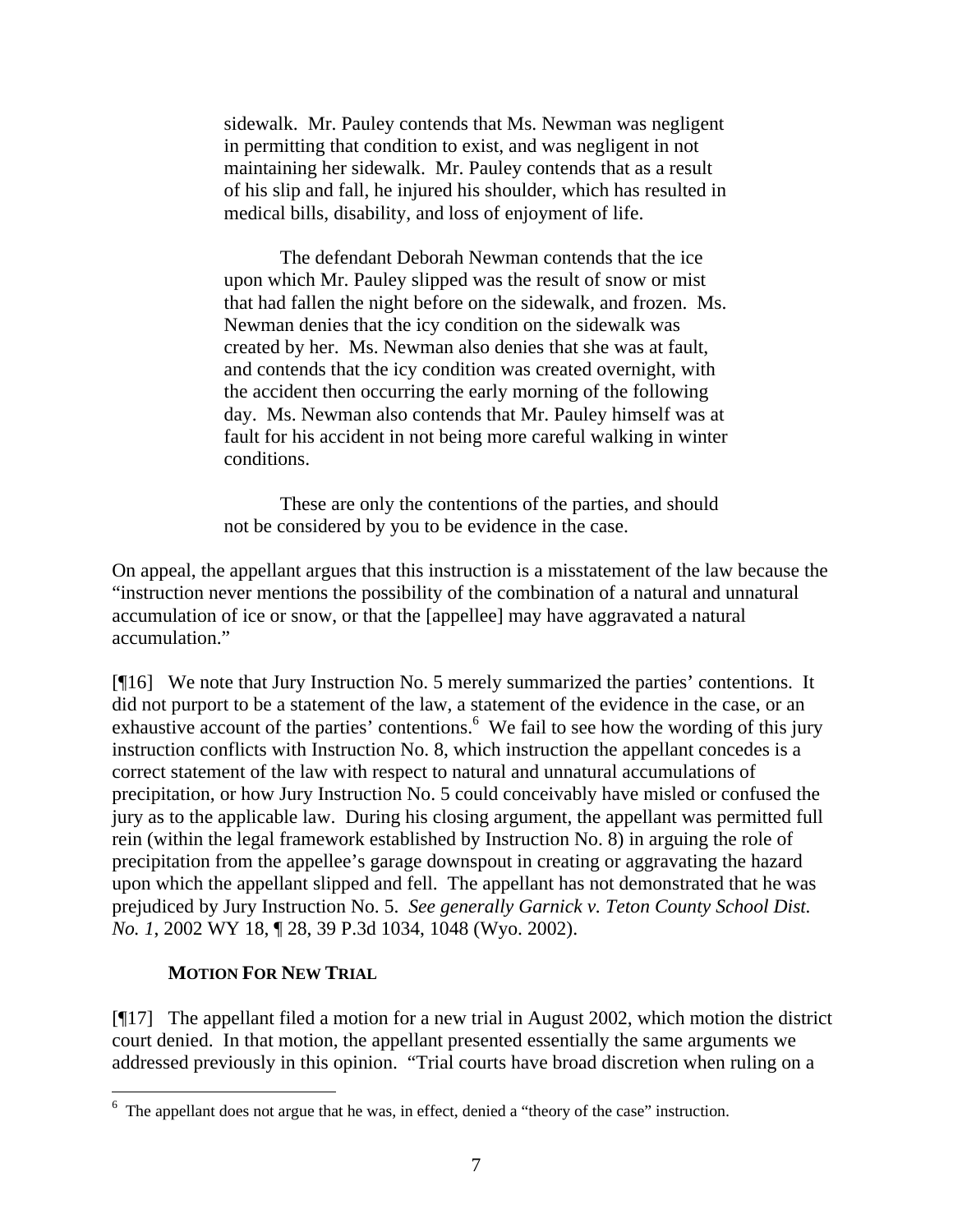> sidewalk. Mr. Pauley contends that Ms. Newman was negligent in permitting that condition to exist, and was negligent in not maintaining her sidewalk. Mr. Pauley contends that as a result of his slip and fall, he injured his shoulder, which has resulted in medical bills, disability, and loss of enjoyment of life.
>
> The defendant Deborah Newman contends that the ice upon which Mr. Pauley slipped was the result of snow or mist that had fallen the night before on the sidewalk, and frozen. Ms. Newman denies that the icy condition on the sidewalk was created by her. Ms. Newman also denies that she was at fault, and contends that the icy condition was created overnight, with the accident then occurring the early morning of the following day. Ms. Newman also contends that Mr. Pauley himself was at fault for his accident in not being more careful walking in winter conditions.
>
> These are only the contentions of the parties, and should not be considered by you to be evidence in the case.

On appeal, the appellant argues that this instruction is a misstatement of the law because the "instruction never mentions the possibility of the combination of a natural and unnatural accumulation of ice or snow, or that the [appellee] may have aggravated a natural accumulation."

[¶16] We note that Jury Instruction No. 5 merely summarized the parties' contentions. It did not purport to be a statement of the law, a statement of the evidence in the case, or an exhaustive account of the parties' contentions.[6] We fail to see how the wording of this jury instruction conflicts with Instruction No. 8, which instruction the appellant concedes is a correct statement of the law with respect to natural and unnatural accumulations of precipitation, or how Jury Instruction No. 5 could conceivably have misled or confused the jury as to the applicable law. During his closing argument, the appellant was permitted full rein (within the legal framework established by Instruction No. 8) in arguing the role of precipitation from the appellee's garage downspout in creating or aggravating the hazard upon which the appellant slipped and fell. The appellant has not demonstrated that he was prejudiced by Jury Instruction No. 5. *See generally Garnick v. Teton County School Dist. No. 1*, 2002 WY 18, ¶ 28, 39 P.3d 1034, 1048 (Wyo. 2002).

### MOTION FOR NEW TRIAL

[¶17] The appellant filed a motion for a new trial in August 2002, which motion the district court denied. In that motion, the appellant presented essentially the same arguments we addressed previously in this opinion. "Trial courts have broad discretion when ruling on a

[6] The appellant does not argue that he was, in effect, denied a "theory of the case" instruction.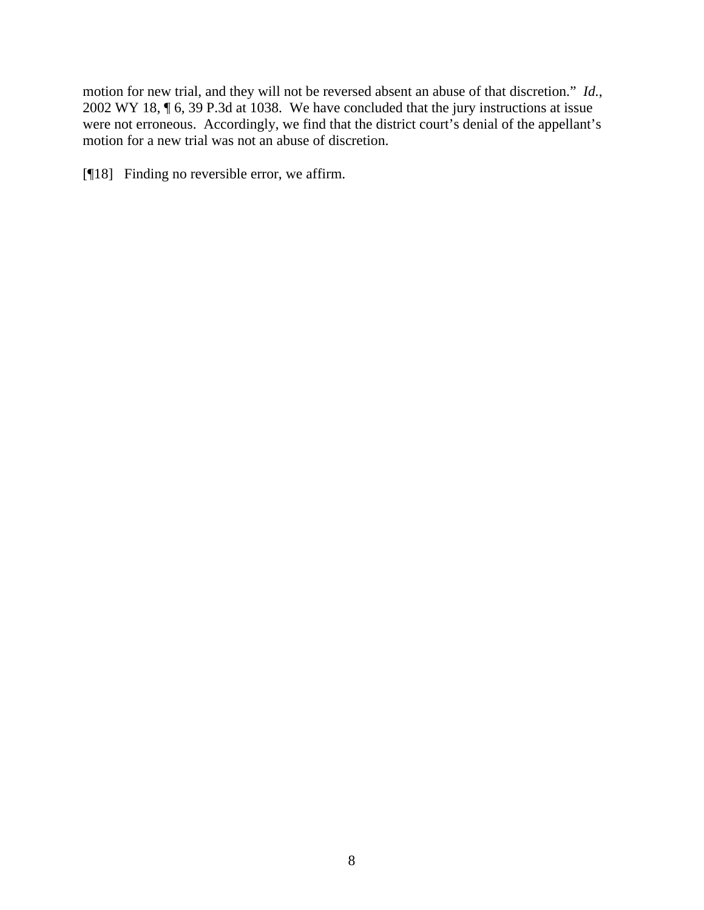motion for new trial, and they will not be reversed absent an abuse of that discretion." *Id.*, 2002 WY 18, ¶ 6, 39 P.3d at 1038. We have concluded that the jury instructions at issue were not erroneous. Accordingly, we find that the district court's denial of the appellant's motion for a new trial was not an abuse of discretion.

[¶18] Finding no reversible error, we affirm.